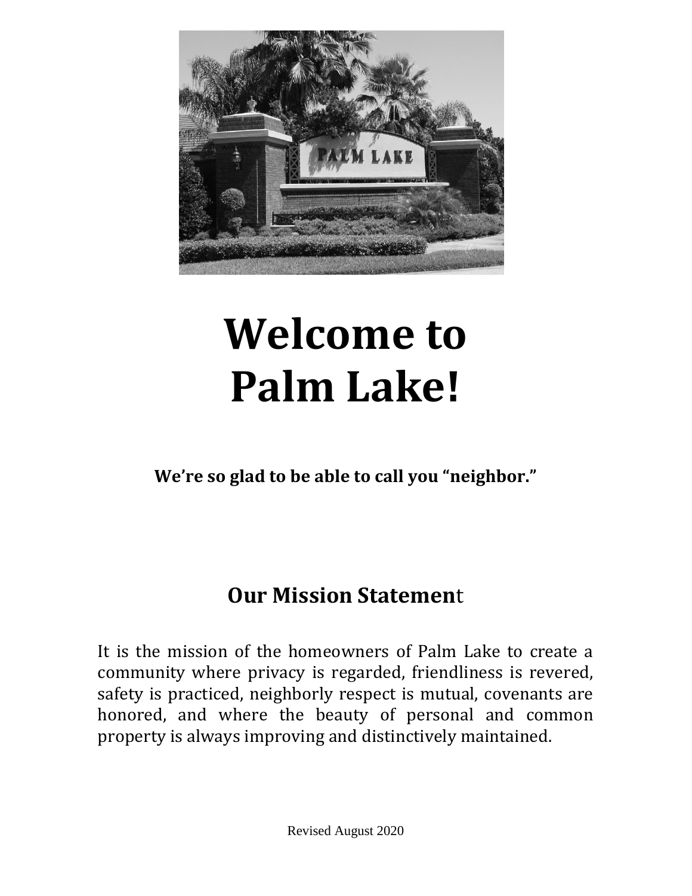# Welcome to Palm Lake!

**We're so glad to be able to call you "neighbor."**

## Our Mission Statement

It is the mission of the homeowners of Palm Lake to create a community where privacy is regarded, friendliness is revered, safety is practiced, neighborly respect is mutual, covenants are honored, and where the beauty of personal and common property is always improving and distinctively maintained.

Revised August 2020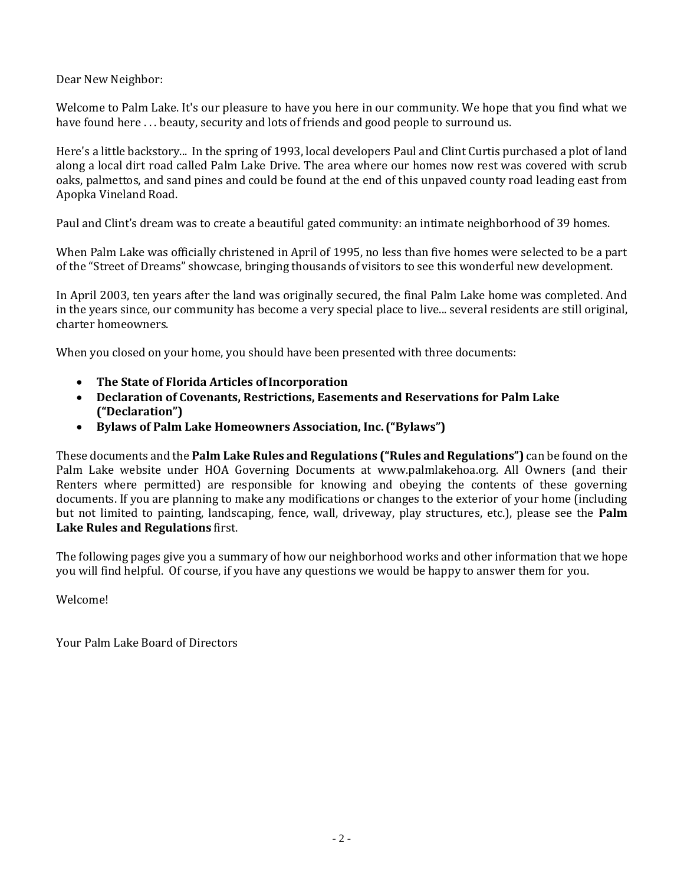Dear New Neighbor:

Welcome to Palm Lake. It's our pleasure to have you here in our community. We hope that you find what we have found here . . . beauty, security and lots of friends and good people to surround us.

Here's a little backstory... In the spring of 1993, local developers Paul and Clint Curtis purchased a plot of land along a local dirt road called Palm Lake Drive. The area where our homes now rest was covered with scrub oaks, palmettos, and sand pines and could be found at the end of this unpaved county road leading east from Apopka Vineland Road.

Paul and Clint's dream was to create a beautiful gated community: an intimate neighborhood of 39 homes.

When Palm Lake was officially christened in April of 1995, no less than five homes were selected to be a part of the "Street of Dreams" showcase, bringing thousands of visitors to see this wonderful new development.

In April 2003, ten years after the land was originally secured, the final Palm Lake home was completed. And in the years since, our community has become a very special place to live... several residents are still original, charter homeowners.

When you closed on your home, you should have been presented with three documents:

- **The State of Florida Articles of Incorporation**
- **Declaration of Covenants, Restrictions, Easements and Reservations for Palm Lake ("Declaration")**
- **Bylaws of Palm Lake Homeowners Association, Inc. ("Bylaws")**

These documents and the **Palm Lake Rules and Regulations ("Rules and Regulations")** can be found on the Palm Lake website under HOA Governing Documents at www.palmlakehoa.org. All Owners (and their Renters where permitted) are responsible for knowing and obeying the contents of these governing documents. If you are planning to make any modifications or changes to the exterior of your home (including but not limited to painting, landscaping, fence, wall, driveway, play structures, etc.), please see the **Palm Lake Rules and Regulations** first.

The following pages give you a summary of how our neighborhood works and other information that we hope you will find helpful. Of course, if you have any questions we would be happy to answer them for you.

Welcome!

Your Palm Lake Board of Directors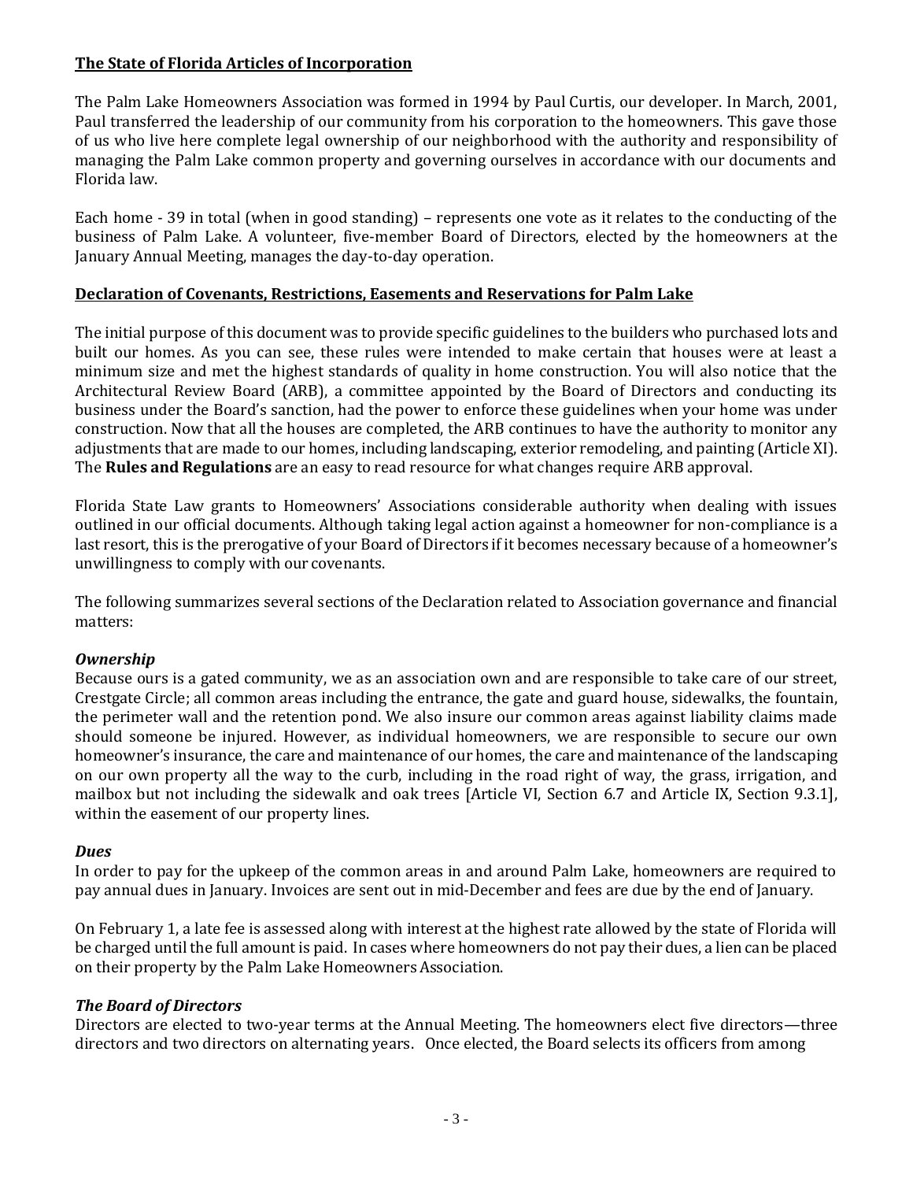## The State of Florida Articles of Incorporation

The Palm Lake Homeowners Association was formed in 1994 by Paul Curtis, our developer. In March, 2001, Paul transferred the leadership of our community from his corporation to the homeowners. This gave those of us who live here complete legal ownership of our neighborhood with the authority and responsibility of managing the Palm Lake common property and governing ourselves in accordance with our documents and Florida law.

Each home - 39 in total (when in good standing) – represents one vote as it relates to the conducting of the business of Palm Lake. A volunteer, five-member Board of Directors, elected by the homeowners at the January Annual Meeting, manages the day-to-day operation.

## Declaration of Covenants, Restrictions, Easements and Reservations for Palm Lake

The initial purpose of this document was to provide specific guidelines to the builders who purchased lots and built our homes. As you can see, these rules were intended to make certain that houses were at least a minimum size and met the highest standards of quality in home construction. You will also notice that the Architectural Review Board (ARB), a committee appointed by the Board of Directors and conducting its business under the Board's sanction, had the power to enforce these guidelines when your home was under construction. Now that all the houses are completed, the ARB continues to have the authority to monitor any adjustments that are made to our homes, including landscaping, exterior remodeling, and painting (Article XI). The **Rules and Regulations** are an easy to read resource for what changes require ARB approval.

Florida State Law grants to Homeowners' Associations considerable authority when dealing with issues outlined in our official documents. Although taking legal action against a homeowner for non-compliance is a last resort, this is the prerogative of your Board of Directors if it becomes necessary because of a homeowner's unwillingness to comply with our covenants.

The following summarizes several sections of the Declaration related to Association governance and financial matters:

### *Ownership*

Because ours is a gated community, we as an association own and are responsible to take care of our street, Crestgate Circle; all common areas including the entrance, the gate and guard house, sidewalks, the fountain, the perimeter wall and the retention pond. We also insure our common areas against liability claims made should someone be injured. However, as individual homeowners, we are responsible to secure our own homeowner's insurance, the care and maintenance of our homes, the care and maintenance of the landscaping on our own property all the way to the curb, including in the road right of way, the grass, irrigation, and mailbox but not including the sidewalk and oak trees [Article VI, Section 6.7 and Article IX, Section 9.3.1], within the easement of our property lines.

### *Dues*

In order to pay for the upkeep of the common areas in and around Palm Lake, homeowners are required to pay annual dues in January. Invoices are sent out in mid-December and fees are due by the end of January.

On February 1, a late fee is assessed along with interest at the highest rate allowed by the state of Florida will be charged until the full amount is paid. In cases where homeowners do not pay their dues, a lien can be placed on their property by the Palm Lake Homeowners Association.

### *The Board of Directors*

Directors are elected to two-year terms at the Annual Meeting. The homeowners elect five directors—three directors and two directors on alternating years. Once elected, the Board selects its officers from among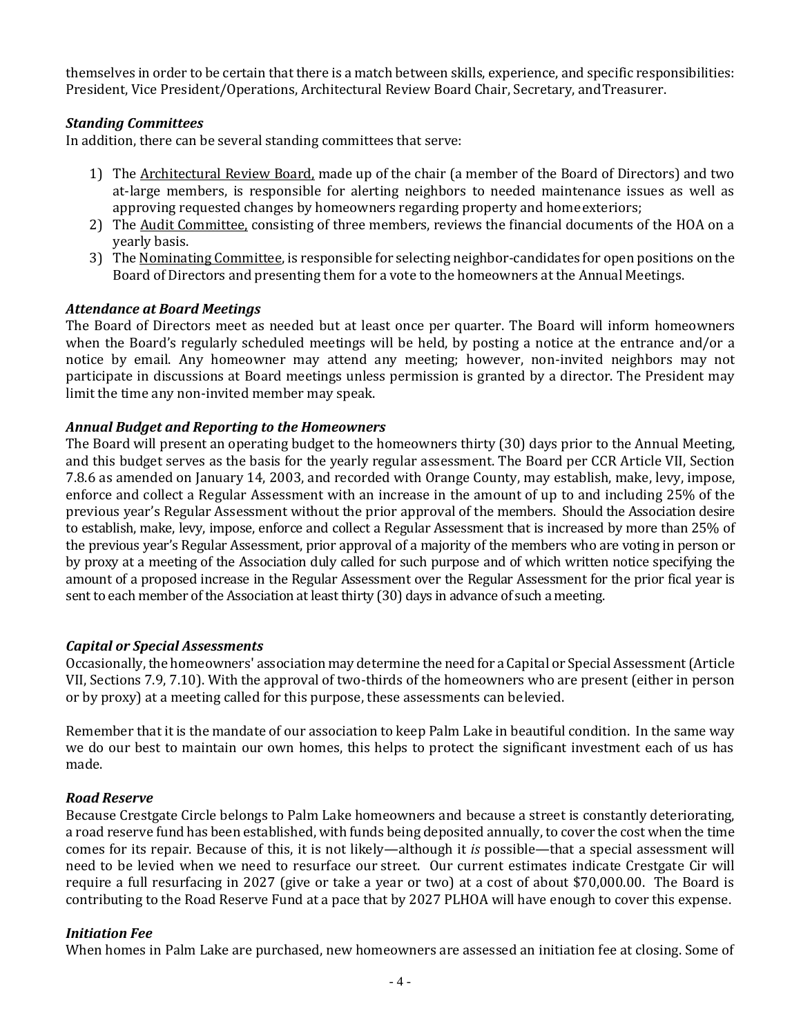themselves in order to be certain that there is a match between skills, experience, and specific responsibilities: President, Vice President/Operations, Architectural Review Board Chair, Secretary, and Treasurer.

***Standing Committees***

In addition, there can be several standing committees that serve:

1) The <u>Architectural Review Board,</u> made up of the chair (a member of the Board of Directors) and two at-large members, is responsible for alerting neighbors to needed maintenance issues as well as approving requested changes by homeowners regarding property and home exteriors;
2) The <u>Audit Committee,</u> consisting of three members, reviews the financial documents of the HOA on a yearly basis.
3) The <u>Nominating Committee</u>, is responsible for selecting neighbor-candidates for open positions on the Board of Directors and presenting them for a vote to the homeowners at the Annual Meetings.

***Attendance at Board Meetings***

The Board of Directors meet as needed but at least once per quarter. The Board will inform homeowners when the Board's regularly scheduled meetings will be held, by posting a notice at the entrance and/or a notice by email. Any homeowner may attend any meeting; however, non-invited neighbors may not participate in discussions at Board meetings unless permission is granted by a director. The President may limit the time any non-invited member may speak.

***Annual Budget and Reporting to the Homeowners***

The Board will present an operating budget to the homeowners thirty (30) days prior to the Annual Meeting, and this budget serves as the basis for the yearly regular assessment. The Board per CCR Article VII, Section 7.8.6 as amended on January 14, 2003, and recorded with Orange County, may establish, make, levy, impose, enforce and collect a Regular Assessment with an increase in the amount of up to and including 25% of the previous year's Regular Assessment without the prior approval of the members. Should the Association desire to establish, make, levy, impose, enforce and collect a Regular Assessment that is increased by more than 25% of the previous year's Regular Assessment, prior approval of a majority of the members who are voting in person or by proxy at a meeting of the Association duly called for such purpose and of which written notice specifying the amount of a proposed increase in the Regular Assessment over the Regular Assessment for the prior fical year is sent to each member of the Association at least thirty (30) days in advance of such a meeting.

***Capital or Special Assessments***

Occasionally, the homeowners' association may determine the need for a Capital or Special Assessment (Article VII, Sections 7.9, 7.10). With the approval of two-thirds of the homeowners who are present (either in person or by proxy) at a meeting called for this purpose, these assessments can be levied.

Remember that it is the mandate of our association to keep Palm Lake in beautiful condition. In the same way we do our best to maintain our own homes, this helps to protect the significant investment each of us has made.

***Road Reserve***

Because Crestgate Circle belongs to Palm Lake homeowners and because a street is constantly deteriorating, a road reserve fund has been established, with funds being deposited annually, to cover the cost when the time comes for its repair. Because of this, it is not likely—although it *is* possible—that a special assessment will need to be levied when we need to resurface our street. Our current estimates indicate Crestgate Cir will require a full resurfacing in 2027 (give or take a year or two) at a cost of about $70,000.00. The Board is contributing to the Road Reserve Fund at a pace that by 2027 PLHOA will have enough to cover this expense.

***Initiation Fee***

When homes in Palm Lake are purchased, new homeowners are assessed an initiation fee at closing. Some of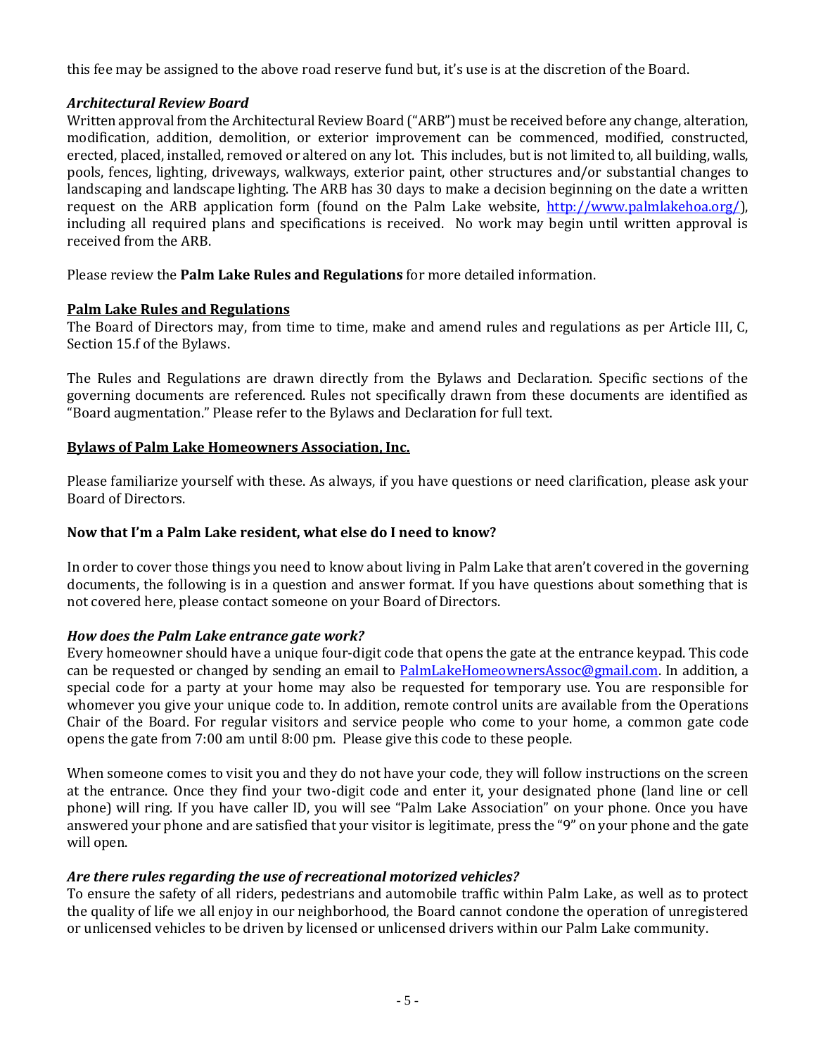this fee may be assigned to the above road reserve fund but, it's use is at the discretion of the Board.

### *Architectural Review Board*

Written approval from the Architectural Review Board ("ARB") must be received before any change, alteration, modification, addition, demolition, or exterior improvement can be commenced, modified, constructed, erected, placed, installed, removed or altered on any lot. This includes, but is not limited to, all building, walls, pools, fences, lighting, driveways, walkways, exterior paint, other structures and/or substantial changes to landscaping and landscape lighting. The ARB has 30 days to make a decision beginning on the date a written request on the ARB application form (found on the Palm Lake website, [http://www.palmlakehoa.org/](http://www.palmlakehoa.org/)), including all required plans and specifications is received. No work may begin until written approval is received from the ARB.

Please review the **Palm Lake Rules and Regulations** for more detailed information.

## Palm Lake Rules and Regulations

The Board of Directors may, from time to time, make and amend rules and regulations as per Article III, C, Section 15.f of the Bylaws.

The Rules and Regulations are drawn directly from the Bylaws and Declaration. Specific sections of the governing documents are referenced. Rules not specifically drawn from these documents are identified as "Board augmentation." Please refer to the Bylaws and Declaration for full text.

## Bylaws of Palm Lake Homeowners Association, Inc.

Please familiarize yourself with these. As always, if you have questions or need clarification, please ask your Board of Directors.

## Now that I'm a Palm Lake resident, what else do I need to know?

In order to cover those things you need to know about living in Palm Lake that aren't covered in the governing documents, the following is in a question and answer format. If you have questions about something that is not covered here, please contact someone on your Board of Directors.

### *How does the Palm Lake entrance gate work?*

Every homeowner should have a unique four-digit code that opens the gate at the entrance keypad. This code can be requested or changed by sending an email to [PalmLakeHomeownersAssoc@gmail.com](mailto:PalmLakeHomeownersAssoc@gmail.com). In addition, a special code for a party at your home may also be requested for temporary use. You are responsible for whomever you give your unique code to. In addition, remote control units are available from the Operations Chair of the Board. For regular visitors and service people who come to your home, a common gate code opens the gate from 7:00 am until 8:00 pm. Please give this code to these people.

When someone comes to visit you and they do not have your code, they will follow instructions on the screen at the entrance. Once they find your two-digit code and enter it, your designated phone (land line or cell phone) will ring. If you have caller ID, you will see "Palm Lake Association" on your phone. Once you have answered your phone and are satisfied that your visitor is legitimate, press the "9" on your phone and the gate will open.

### *Are there rules regarding the use of recreational motorized vehicles?*

To ensure the safety of all riders, pedestrians and automobile traffic within Palm Lake, as well as to protect the quality of life we all enjoy in our neighborhood, the Board cannot condone the operation of unregistered or unlicensed vehicles to be driven by licensed or unlicensed drivers within our Palm Lake community.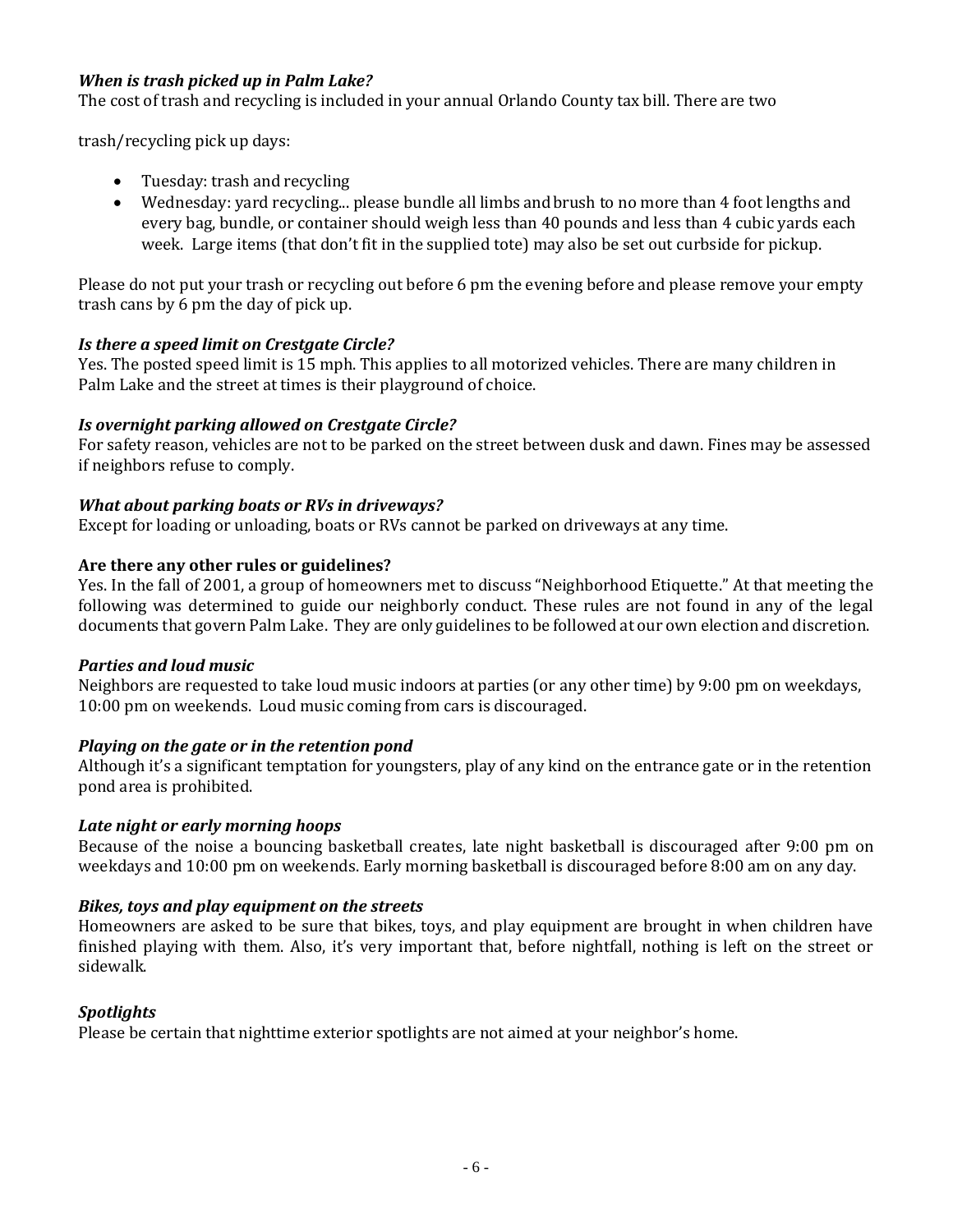***When is trash picked up in Palm Lake?***
The cost of trash and recycling is included in your annual Orlando County tax bill. There are two

trash/recycling pick up days:

- Tuesday: trash and recycling
- Wednesday: yard recycling... please bundle all limbs and brush to no more than 4 foot lengths and every bag, bundle, or container should weigh less than 40 pounds and less than 4 cubic yards each week. Large items (that don't fit in the supplied tote) may also be set out curbside for pickup.

Please do not put your trash or recycling out before 6 pm the evening before and please remove your empty trash cans by 6 pm the day of pick up.

***Is there a speed limit on Crestgate Circle?***
Yes. The posted speed limit is 15 mph. This applies to all motorized vehicles. There are many children in Palm Lake and the street at times is their playground of choice.

***Is overnight parking allowed on Crestgate Circle?***
For safety reason, vehicles are not to be parked on the street between dusk and dawn. Fines may be assessed if neighbors refuse to comply.

***What about parking boats or RVs in driveways?***
Except for loading or unloading, boats or RVs cannot be parked on driveways at any time.

**Are there any other rules or guidelines?**
Yes. In the fall of 2001, a group of homeowners met to discuss "Neighborhood Etiquette." At that meeting the following was determined to guide our neighborly conduct. These rules are not found in any of the legal documents that govern Palm Lake. They are only guidelines to be followed at our own election and discretion.

***Parties and loud music***
Neighbors are requested to take loud music indoors at parties (or any other time) by 9:00 pm on weekdays, 10:00 pm on weekends. Loud music coming from cars is discouraged.

***Playing on the gate or in the retention pond***
Although it's a significant temptation for youngsters, play of any kind on the entrance gate or in the retention pond area is prohibited.

***Late night or early morning hoops***
Because of the noise a bouncing basketball creates, late night basketball is discouraged after 9:00 pm on weekdays and 10:00 pm on weekends. Early morning basketball is discouraged before 8:00 am on any day.

***Bikes, toys and play equipment on the streets***
Homeowners are asked to be sure that bikes, toys, and play equipment are brought in when children have finished playing with them. Also, it's very important that, before nightfall, nothing is left on the street or sidewalk.

***Spotlights***
Please be certain that nighttime exterior spotlights are not aimed at your neighbor's home.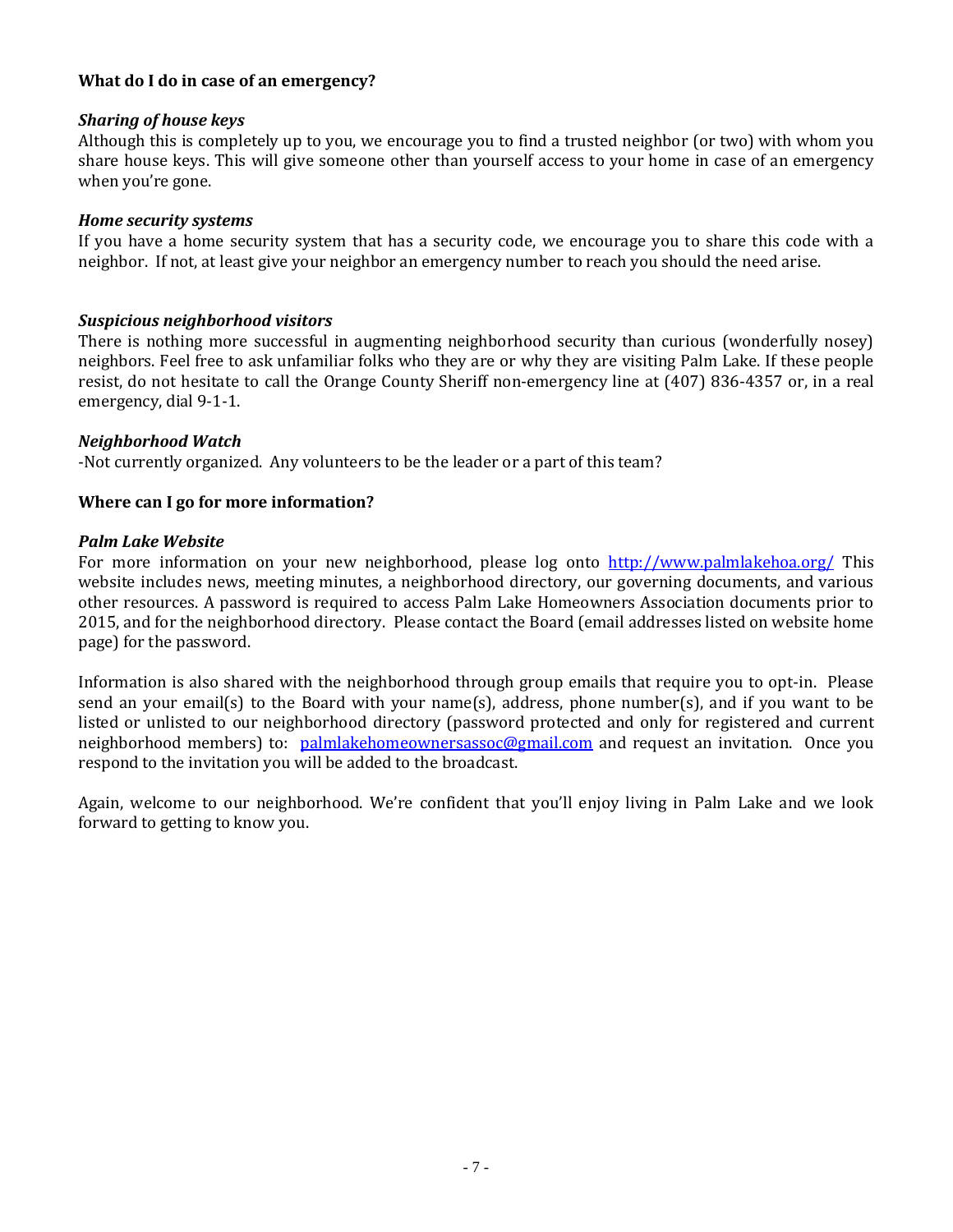**What do I do in case of an emergency?**

***Sharing of house keys***

Although this is completely up to you, we encourage you to find a trusted neighbor (or two) with whom you share house keys. This will give someone other than yourself access to your home in case of an emergency when you're gone.

***Home security systems***

If you have a home security system that has a security code, we encourage you to share this code with a neighbor. If not, at least give your neighbor an emergency number to reach you should the need arise.

***Suspicious neighborhood visitors***

There is nothing more successful in augmenting neighborhood security than curious (wonderfully nosey) neighbors. Feel free to ask unfamiliar folks who they are or why they are visiting Palm Lake. If these people resist, do not hesitate to call the Orange County Sheriff non-emergency line at (407) 836-4357 or, in a real emergency, dial 9-1-1.

***Neighborhood Watch***

-Not currently organized. Any volunteers to be the leader or a part of this team?

**Where can I go for more information?**

***Palm Lake Website***

For more information on your new neighborhood, please log onto http://www.palmlakehoa.org/ This website includes news, meeting minutes, a neighborhood directory, our governing documents, and various other resources. A password is required to access Palm Lake Homeowners Association documents prior to 2015, and for the neighborhood directory. Please contact the Board (email addresses listed on website home page) for the password.

Information is also shared with the neighborhood through group emails that require you to opt-in. Please send an your email(s) to the Board with your name(s), address, phone number(s), and if you want to be listed or unlisted to our neighborhood directory (password protected and only for registered and current neighborhood members) to: palmlakehomeownersassoc@gmail.com and request an invitation. Once you respond to the invitation you will be added to the broadcast.

Again, welcome to our neighborhood. We're confident that you'll enjoy living in Palm Lake and we look forward to getting to know you.